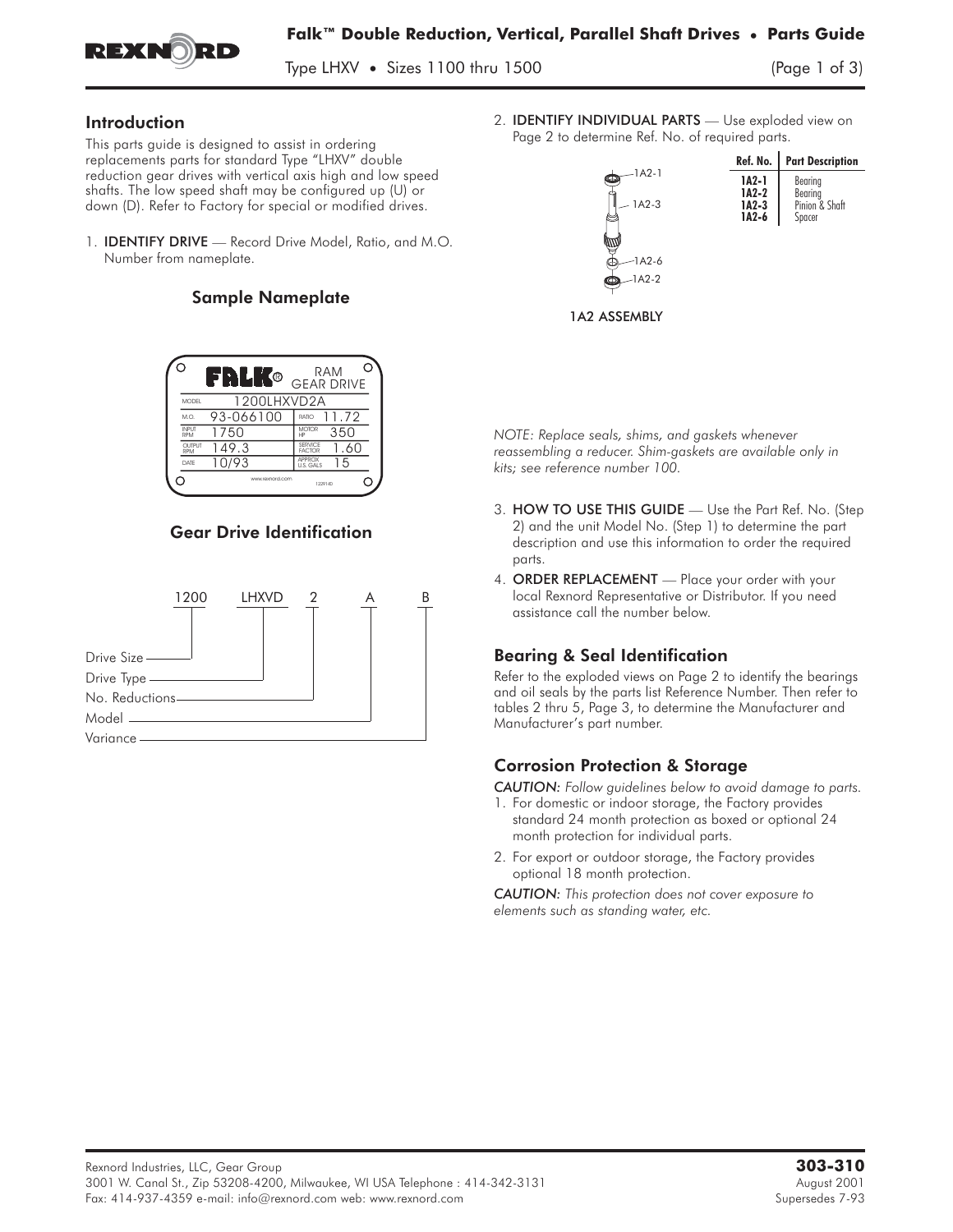# Falk™ Double Reduction, Vertical, Parallel Shaft Drives • Parts Guide

Type LHXV • Sizes 1100 thru 1500

## Introduction

This parts guide is designed to assist in ordering replacements parts for standard Type "LHXV" double reduction gear drives with vertical axis high and low speed shafts. The low speed shaft may be configured up (U) or down (D). Refer to Factory for special or modified drives.

1. **IDENTIFY DRIVE** — Record Drive Model, Ratio, and M.O. Number from nameplate.

### Sample Nameplate

| FALK® RAM GEAR DRIVE | | | |
|---|---|---|---|
| MODEL | 1200LHXVD2A | | |
| M.O. | 93-066100 | RATIO | 11.72 |
| INPUT RPM | 1750 | MOTOR HP | 350 |
| OUTPUT RPM | 149.3 | SERVICE FACTOR | 1.60 |
| DATE | 10/93 | APPROX U.S. GALS | 15 |

www.rexnord.com

### Gear Drive Identification

1200 LHXVD 2 A B

- Drive Size — 1200
- Drive Type — LHXVD
- No. Reductions — 2
- Model — A
- Variance — B

2. **IDENTIFY INDIVIDUAL PARTS** — Use exploded view on Page 2 to determine Ref. No. of required parts.

1A2 ASSEMBLY

| Ref. No. | Part Description |
|---|---|
| 1A2-1 | Bearing |
| 1A2-2 | Bearing |
| 1A2-3 | Pinion & Shaft |
| 1A2-6 | Spacer |

*NOTE: Replace seals, shims, and gaskets whenever reassembling a reducer. Shim-gaskets are available only in kits; see reference number 100.*

3. **HOW TO USE THIS GUIDE** — Use the Part Ref. No. (Step 2) and the unit Model No. (Step 1) to determine the part description and use this information to order the required parts.
4. **ORDER REPLACEMENT** — Place your order with your local Rexnord Representative or Distributor. If you need assistance call the number below.

## Bearing & Seal Identification

Refer to the exploded views on Page 2 to identify the bearings and oil seals by the parts list Reference Number. Then refer to tables 2 thru 5, Page 3, to determine the Manufacturer and Manufacturer's part number.

## Corrosion Protection & Storage

*CAUTION: Follow guidelines below to avoid damage to parts.*

1. For domestic or indoor storage, the Factory provides standard 24 month protection as boxed or optional 24 month protection for individual parts.
2. For export or outdoor storage, the Factory provides optional 18 month protection.

*CAUTION: This protection does not cover exposure to elements such as standing water, etc.*

Rexnord Industries, LLC, Gear Group
3001 W. Canal St., Zip 53208-4200, Milwaukee, WI USA Telephone : 414-342-3131
Fax: 414-937-4359 e-mail: info@rexnord.com web: www.rexnord.com

**303-310**
August 2001
Supersedes 7-93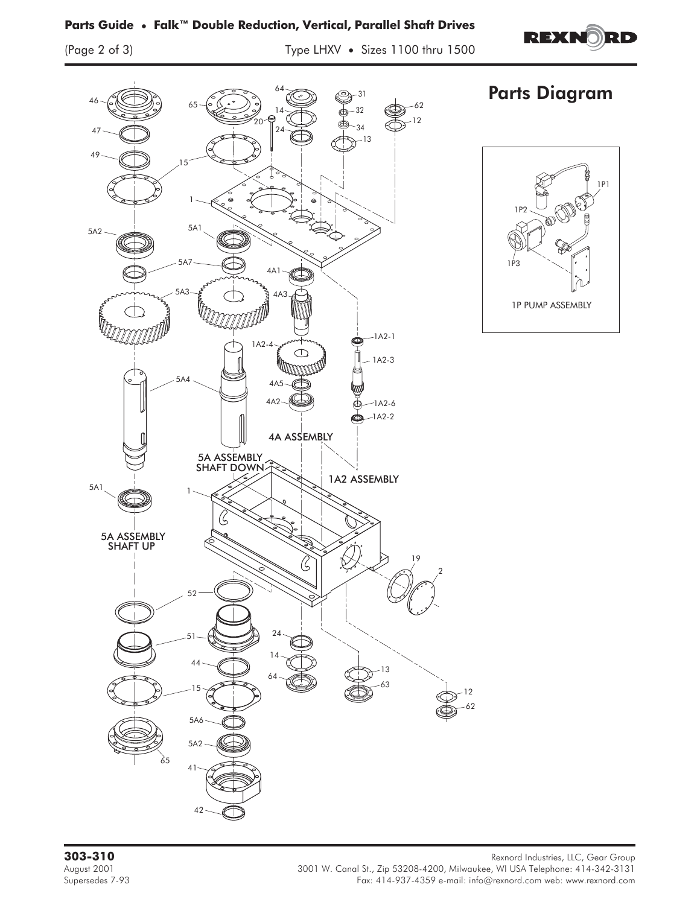## Parts Diagram

1P PUMP ASSEMBLY

5A ASSEMBLY SHAFT DOWN

5A ASSEMBLY SHAFT UP

4A ASSEMBLY

1A2 ASSEMBLY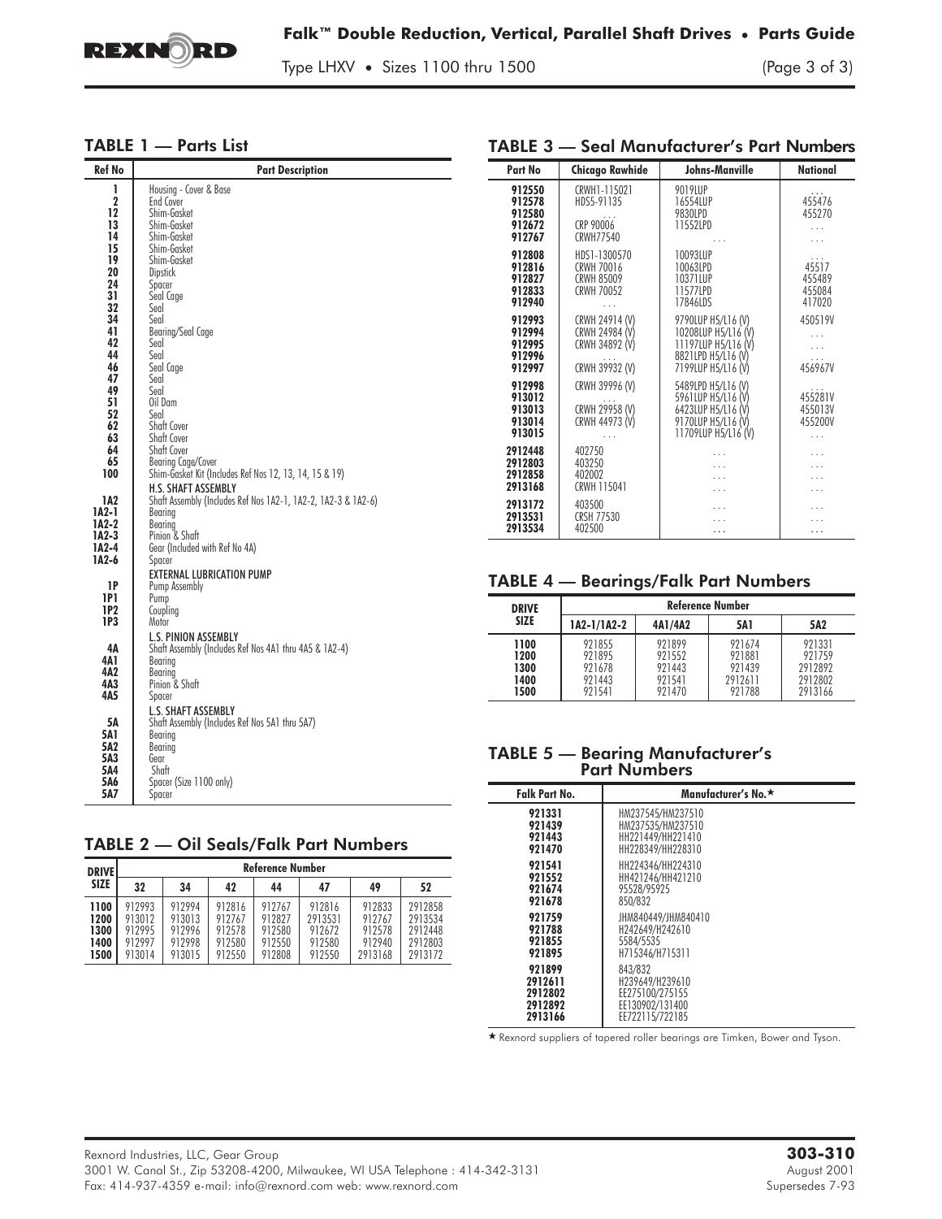# Falk™ Double Reduction, Vertical, Parallel Shaft Drives • Parts Guide

Type LHXV • Sizes 1100 thru 1500

## TABLE 1 — Parts List

| Ref No | Part Description |
|---|---|
| 1 | Housing - Cover & Base |
| 2 | End Cover |
| 12 | Shim-Gasket |
| 13 | Shim-Gasket |
| 14 | Shim-Gasket |
| 15 | Shim-Gasket |
| 19 | Shim-Gasket |
| 20 | Dipstick |
| 24 | Spacer |
| 31 | Seal Cage |
| 32 | Seal |
| 34 | Seal |
| 41 | Bearing/Seal Cage |
| 42 | Seal |
| 44 | Seal |
| 46 | Seal Cage |
| 47 | Seal |
| 49 | Seal |
| 51 | Oil Dam |
| 52 | Seal |
| 62 | Shaft Cover |
| 63 | Shaft Cover |
| 64 | Shaft Cover |
| 65 | Bearing Cage/Cover |
| 100 | Shim-Gasket Kit (Includes Ref Nos 12, 13, 14, 15 & 19) |
| | **H.S. SHAFT ASSEMBLY** |
| 1A2 | Shaft Assembly (Includes Ref Nos 1A2-1, 1A2-2, 1A2-3 & 1A2-6) |
| 1A2-1 | Bearing |
| 1A2-2 | Bearing |
| 1A2-3 | Pinion & Shaft |
| 1A2-4 | Gear (Included with Ref No 4A) |
| 1A2-6 | Spacer |
| | **EXTERNAL LUBRICATION PUMP** |
| 1P | Pump Assembly |
| 1P1 | Pump |
| 1P2 | Coupling |
| 1P3 | Motor |
| | **L.S. PINION ASSEMBLY** |
| 4A | Shaft Assembly (Includes Ref Nos 4A1 thru 4A5 & 1A2-4) |
| 4A1 | Bearing |
| 4A2 | Bearing |
| 4A3 | Pinion & Shaft |
| 4A5 | Spacer |
| | **L.S. SHAFT ASSEMBLY** |
| 5A | Shaft Assembly (Includes Ref Nos 5A1 thru 5A7) |
| 5A1 | Bearing |
| 5A2 | Bearing |
| 5A3 | Gear |
| 5A4 | Shaft |
| 5A6 | Spacer (Size 1100 only) |
| 5A7 | Spacer |

## TABLE 2 — Oil Seals/Falk Part Numbers

| DRIVE SIZE | Reference Number | | | | | | |
|---|---|---|---|---|---|---|---|
| | 32 | 34 | 42 | 44 | 47 | 49 | 52 |
| 1100 | 912993 | 912994 | 912816 | 912767 | 912816 | 912833 | 2912858 |
| 1200 | 913012 | 913013 | 912767 | 912827 | 2913531 | 912767 | 2913534 |
| 1300 | 912995 | 912996 | 912578 | 912580 | 912672 | 912578 | 2912448 |
| 1400 | 912997 | 912998 | 912580 | 912550 | 912580 | 912940 | 2912803 |
| 1500 | 913014 | 913015 | 912550 | 912808 | 912550 | 2913168 | 2913172 |

## TABLE 3 — Seal Manufacturer's Part Numbers

| Part No | Chicago Rawhide | Johns-Manville | National |
|---|---|---|---|
| 912550 | CRWH1-115021 | 9019LUP | . . . |
| 912578 | HDS5-91135 | 16554LUP | 455476 |
| 912580 | . . . | 9830LPD | 455270 |
| 912672 | CRP 90006 | 11552LPD | . . . |
| 912767 | CRWH77540 | . . . | . . . |
| 912808 | HDS1-1300570 | 10093LUP | . . . |
| 912816 | CRWH 70016 | 10063LPD | 45517 |
| 912827 | CRWH 85009 | 10371LUP | 455489 |
| 912833 | CRWH 70052 | 11577LPD | 455084 |
| 912940 | . . . | 17846LDS | 417020 |
| 912993 | CRWH 24914 (V) | 9790LUP H5/L16 (V) | 450519V |
| 912994 | CRWH 24984 (V) | 10208LUP H5/L16 (V) | . . . |
| 912995 | CRWH 34892 (V) | 11197LUP H5/L16 (V) | . . . |
| 912996 | . . . | 8821LPD H5/L16 (V) | . . . |
| 912997 | CRWH 39932 (V) | 7199LUP H5/L16 (V) | 456967V |
| 912998 | CRWH 39996 (V) | 5489LPD H5/L16 (V) | . . . |
| 913012 | . . . | 5961LUP H5/L16 (V) | 455281V |
| 913013 | CRWH 29958 (V) | 6423LUP H5/L16 (V) | 455013V |
| 913014 | CRWH 44973 (V) | 9170LUP H5/L16 (V) | 455200V |
| 913015 | . . . | 11709LUP H5/L16 (V) | . . . |
| 2912448 | 402750 | . . . | . . . |
| 2912803 | 403250 | . . . | . . . |
| 2912858 | 402002 | . . . | . . . |
| 2913168 | CRWH 115041 | . . . | . . . |
| 2913172 | 403500 | . . . | . . . |
| 2913531 | CRSH 77530 | . . . | . . . |
| 2913534 | 402500 | . . . | . . . |

## TABLE 4 — Bearings/Falk Part Numbers

| DRIVE SIZE | Reference Number | | | |
|---|---|---|---|---|
| | 1A2-1/1A2-2 | 4A1/4A2 | 5A1 | 5A2 |
| 1100 | 921855 | 921899 | 921674 | 921331 |
| 1200 | 921895 | 921552 | 921881 | 921759 |
| 1300 | 921678 | 921443 | 921439 | 2912892 |
| 1400 | 921443 | 921541 | 2912611 | 2912802 |
| 1500 | 921541 | 921470 | 921788 | 2913166 |

## TABLE 5 — Bearing Manufacturer's Part Numbers

| Falk Part No. | Manufacturer's No.★ |
|---|---|
| 921331 | HM237545/HM237510 |
| 921439 | HM237535/HM237510 |
| 921443 | HH221449/HH221410 |
| 921470 | HH228349/HH228310 |
| 921541 | HH224346/HH224310 |
| 921552 | HH421246/HH421210 |
| 921674 | 95528/95925 |
| 921678 | 850/832 |
| 921759 | JHM840449/JHM840410 |
| 921788 | H242649/H242610 |
| 921855 | 5584/5535 |
| 921895 | H715346/H715311 |
| 921899 | 843/832 |
| 2912611 | H239649/H239610 |
| 2912802 | EE275100/275155 |
| 2912892 | EE130902/131400 |
| 2913166 | EE722115/722185 |

★ Rexnord suppliers of tapered roller bearings are Timken, Bower and Tyson.

Rexnord Industries, LLC, Gear Group
3001 W. Canal St., Zip 53208-4200, Milwaukee, WI USA Telephone : 414-342-3131
Fax: 414-937-4359 e-mail: info@rexnord.com web: www.rexnord.com

**303-310**
August 2001
Supersedes 7-93